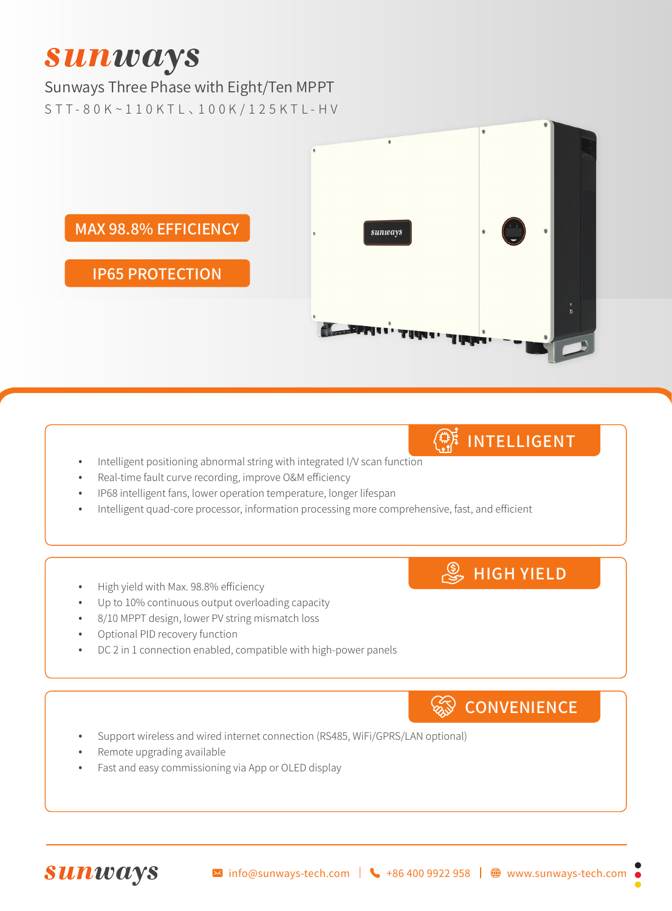# sunways

## Sunways Three Phase with Eight/Ten MPPT

STT-80K~110KTL、100K/125KTL-HV

MAX 98.8% EFFICIENCY

IP65 PROTECTION

### INTELLIGENT

- Intelligent positioning abnormal string with integrated I/V scan function
- Real-time fault curve recording, improve O&M efficiency
- IP68 intelligent fans, lower operation temperature, longer lifespan
- Intelligent quad-core processor, information processing more comprehensive, fast, and efficient

### HIGH YIELD

- High yield with Max. 98.8% efficiency
- Up to 10% continuous output overloading capacity
- 8/10 MPPT design, lower PV string mismatch loss
- Optional PID recovery function
- DC 2 in 1 connection enabled, compatible with high-power panels

### CONVENIENCE

- Support wireless and wired internet connection (RS485, WiFi/GPRS/LAN optional)
- Remote upgrading available
- Fast and easy commissioning via App or OLED display

sunways | info@sunways-tech.com | +86 400 9922 958 | www.sunways-tech.com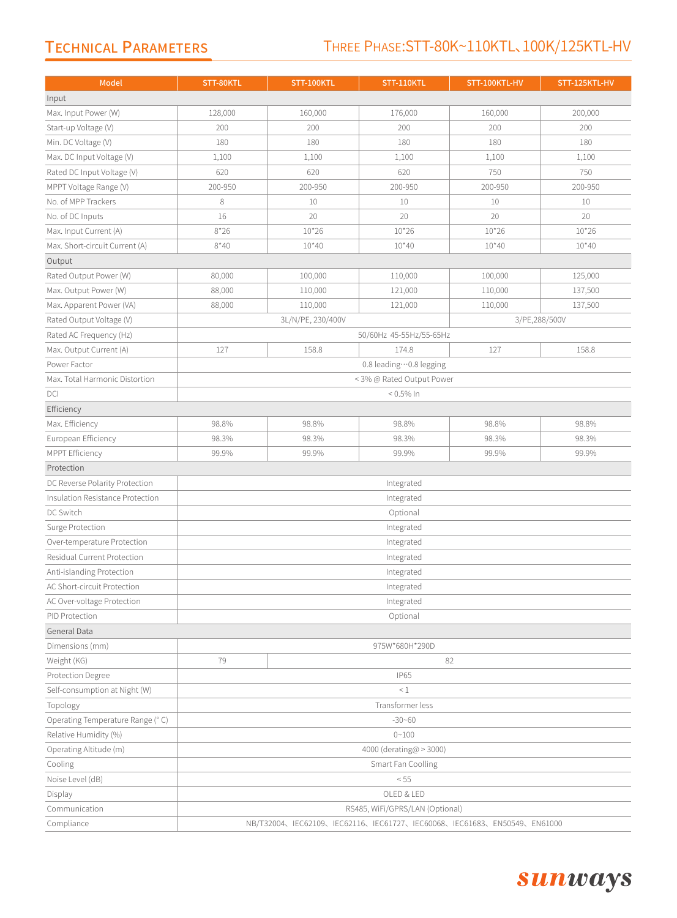# Technical Parameters

## Three Phase:STT-80K~110KTL、100K/125KTL-HV

| Model | STT-80KTL | STT-100KTL | STT-110KTL | STT-100KTL-HV | STT-125KTL-HV |
|---|---|---|---|---|---|
| Input | | | | | |
| Max. Input Power (W) | 128,000 | 160,000 | 176,000 | 160,000 | 200,000 |
| Start-up Voltage (V) | 200 | 200 | 200 | 200 | 200 |
| Min. DC Voltage (V) | 180 | 180 | 180 | 180 | 180 |
| Max. DC Input Voltage (V) | 1,100 | 1,100 | 1,100 | 1,100 | 1,100 |
| Rated DC Input Voltage (V) | 620 | 620 | 620 | 750 | 750 |
| MPPT Voltage Range (V) | 200-950 | 200-950 | 200-950 | 200-950 | 200-950 |
| No. of MPP Trackers | 8 | 10 | 10 | 10 | 10 |
| No. of DC Inputs | 16 | 20 | 20 | 20 | 20 |
| Max. Input Current (A) | 8*26 | 10*26 | 10*26 | 10*26 | 10*26 |
| Max. Short-circuit Current (A) | 8*40 | 10*40 | 10*40 | 10*40 | 10*40 |
| Output | | | | | |
| Rated Output Power (W) | 80,000 | 100,000 | 110,000 | 100,000 | 125,000 |
| Max. Output Power (W) | 88,000 | 110,000 | 121,000 | 110,000 | 137,500 |
| Max. Apparent Power (VA) | 88,000 | 110,000 | 121,000 | 110,000 | 137,500 |
| Rated Output Voltage (V) | 3L/N/PE, 230/400V | | | 3/PE,288/500V | |
| Rated AC Frequency (Hz) | 50/60Hz 45-55Hz/55-65Hz | | | | |
| Max. Output Current (A) | 127 | 158.8 | 174.8 | 127 | 158.8 |
| Power Factor | 0.8 leading…0.8 legging | | | | |
| Max. Total Harmonic Distortion | <3% @ Rated Output Power | | | | |
| DCI | <0.5% In | | | | |
| Efficiency | | | | | |
| Max. Efficiency | 98.8% | 98.8% | 98.8% | 98.8% | 98.8% |
| European Efficiency | 98.3% | 98.3% | 98.3% | 98.3% | 98.3% |
| MPPT Efficiency | 99.9% | 99.9% | 99.9% | 99.9% | 99.9% |
| Protection | | | | | |
| DC Reverse Polarity Protection | Integrated | | | | |
| Insulation Resistance Protection | Integrated | | | | |
| DC Switch | Optional | | | | |
| Surge Protection | Integrated | | | | |
| Over-temperature Protection | Integrated | | | | |
| Residual Current Protection | Integrated | | | | |
| Anti-islanding Protection | Integrated | | | | |
| AC Short-circuit Protection | Integrated | | | | |
| AC Over-voltage Protection | Integrated | | | | |
| PID Protection | Optional | | | | |
| General Data | | | | | |
| Dimensions (mm) | 975W*680H*290D | | | | |
| Weight (KG) | 79 | 82 | | | |
| Protection Degree | IP65 | | | | |
| Self-consumption at Night (W) | <1 | | | | |
| Topology | Transformer less | | | | |
| Operating Temperature Range (° C) | -30~60 | | | | |
| Relative Humidity (%) | 0~100 | | | | |
| Operating Altitude (m) | 4000 (derating@>3000) | | | | |
| Cooling | Smart Fan Coolling | | | | |
| Noise Level (dB) | <55 | | | | |
| Display | OLED & LED | | | | |
| Communication | RS485, WiFi/GPRS/LAN (Optional) | | | | |
| Compliance | NB/T32004、IEC62109、IEC62116、IEC61727、IEC60068、IEC61683、EN50549、EN61000 | | | | |

sunways